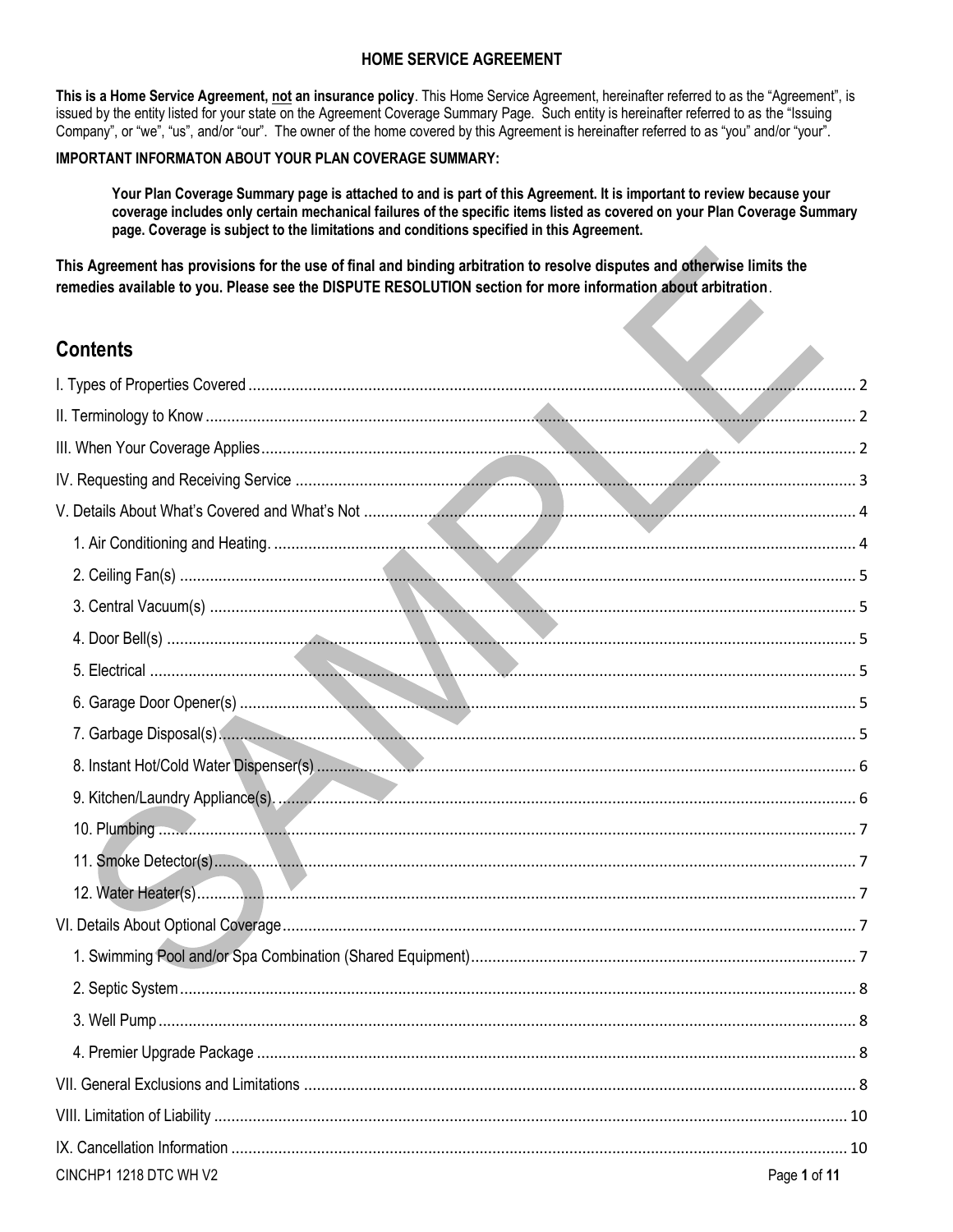# HOME SERVICE AGREEMENT

**This is a Home Service Agreement, not an insurance policy**. This Home Service Agreement, hereinafter referred to as the "Agreement", is issued by the entity listed for your state on the Agreement Coverage Summary Page. Such entity is hereinafter referred to as the "Issuing Company", or "we", "us", and/or "our". The owner of the home covered by this Agreement is hereinafter referred to as "you" and/or "your".

**IMPORTANT INFORMATON ABOUT YOUR PLAN COVERAGE SUMMARY:**

> **Your Plan Coverage Summary page is attached to and is part of this Agreement. It is important to review because your coverage includes only certain mechanical failures of the specific items listed as covered on your Plan Coverage Summary page. Coverage is subject to the limitations and conditions specified in this Agreement.**

**This Agreement has provisions for the use of final and binding arbitration to resolve disputes and otherwise limits the remedies available to you. Please see the DISPUTE RESOLUTION section for more information about arbitration**.

## Contents

- I. Types of Properties Covered ..... 2
- II. Terminology to Know ..... 2
- III. When Your Coverage Applies ..... 2
- IV. Requesting and Receiving Service ..... 3
- V. Details About What's Covered and What's Not ..... 4
  - 1. Air Conditioning and Heating. ..... 4
  - 2. Ceiling Fan(s) ..... 5
  - 3. Central Vacuum(s) ..... 5
  - 4. Door Bell(s) ..... 5
  - 5. Electrical ..... 5
  - 6. Garage Door Opener(s) ..... 5
  - 7. Garbage Disposal(s) ..... 5
  - 8. Instant Hot/Cold Water Dispenser(s) ..... 6
  - 9. Kitchen/Laundry Appliance(s). ..... 6
  - 10. Plumbing ..... 7
  - 11. Smoke Detector(s) ..... 7
  - 12. Water Heater(s) ..... 7
- VI. Details About Optional Coverage ..... 7
  - 1. Swimming Pool and/or Spa Combination (Shared Equipment) ..... 7
  - 2. Septic System ..... 8
  - 3. Well Pump ..... 8
  - 4. Premier Upgrade Package ..... 8
- VII. General Exclusions and Limitations ..... 8
- VIII. Limitation of Liability ..... 10
- IX. Cancellation Information ..... 10

CINCHP1 1218 DTC WH V2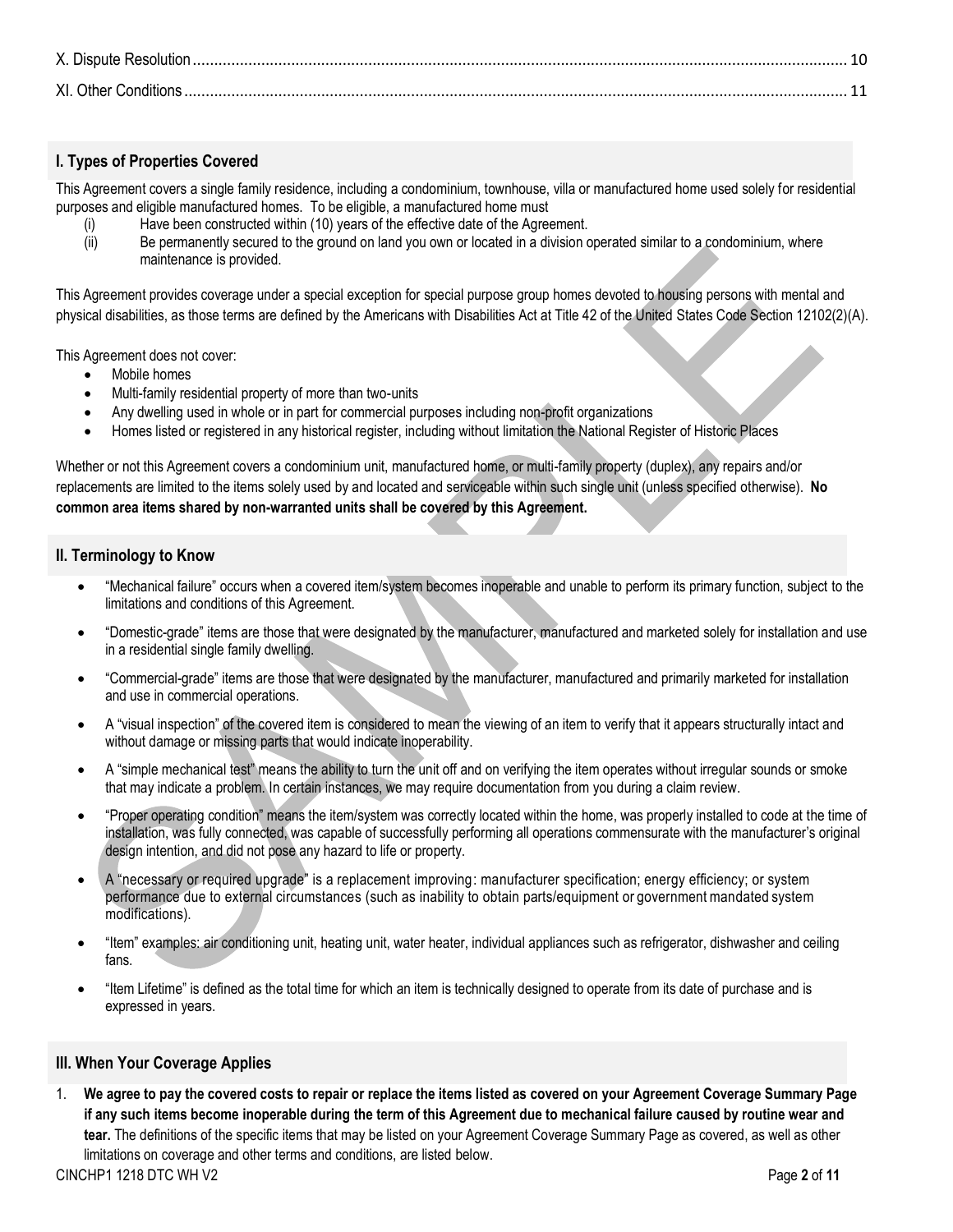X. Dispute Resolution ........................................................................................................................................................ 10

XI. Other Conditions ........................................................................................................................................................ 11

## I. Types of Properties Covered

This Agreement covers a single family residence, including a condominium, townhouse, villa or manufactured home used solely for residential purposes and eligible manufactured homes. To be eligible, a manufactured home must

(i) Have been constructed within (10) years of the effective date of the Agreement.

(ii) Be permanently secured to the ground on land you own or located in a division operated similar to a condominium, where maintenance is provided.

This Agreement provides coverage under a special exception for special purpose group homes devoted to housing persons with mental and physical disabilities, as those terms are defined by the Americans with Disabilities Act at Title 42 of the United States Code Section 12102(2)(A).

This Agreement does not cover:

- Mobile homes
- Multi-family residential property of more than two-units
- Any dwelling used in whole or in part for commercial purposes including non-profit organizations
- Homes listed or registered in any historical register, including without limitation the National Register of Historic Places

Whether or not this Agreement covers a condominium unit, manufactured home, or multi-family property (duplex), any repairs and/or replacements are limited to the items solely used by and located and serviceable within such single unit (unless specified otherwise). **No common area items shared by non-warranted units shall be covered by this Agreement.**

## II. Terminology to Know

- "Mechanical failure" occurs when a covered item/system becomes inoperable and unable to perform its primary function, subject to the limitations and conditions of this Agreement.
- "Domestic-grade" items are those that were designated by the manufacturer, manufactured and marketed solely for installation and use in a residential single family dwelling.
- "Commercial-grade" items are those that were designated by the manufacturer, manufactured and primarily marketed for installation and use in commercial operations.
- A "visual inspection" of the covered item is considered to mean the viewing of an item to verify that it appears structurally intact and without damage or missing parts that would indicate inoperability.
- A "simple mechanical test" means the ability to turn the unit off and on verifying the item operates without irregular sounds or smoke that may indicate a problem. In certain instances, we may require documentation from you during a claim review.
- "Proper operating condition" means the item/system was correctly located within the home, was properly installed to code at the time of installation, was fully connected, was capable of successfully performing all operations commensurate with the manufacturer's original design intention, and did not pose any hazard to life or property.
- A "necessary or required upgrade" is a replacement improving: manufacturer specification; energy efficiency; or system performance due to external circumstances (such as inability to obtain parts/equipment or government mandated system modifications).
- "Item" examples: air conditioning unit, heating unit, water heater, individual appliances such as refrigerator, dishwasher and ceiling fans.
- "Item Lifetime" is defined as the total time for which an item is technically designed to operate from its date of purchase and is expressed in years.

## III. When Your Coverage Applies

1. **We agree to pay the covered costs to repair or replace the items listed as covered on your Agreement Coverage Summary Page if any such items become inoperable during the term of this Agreement due to mechanical failure caused by routine wear and tear.** The definitions of the specific items that may be listed on your Agreement Coverage Summary Page as covered, as well as other limitations on coverage and other terms and conditions, are listed below.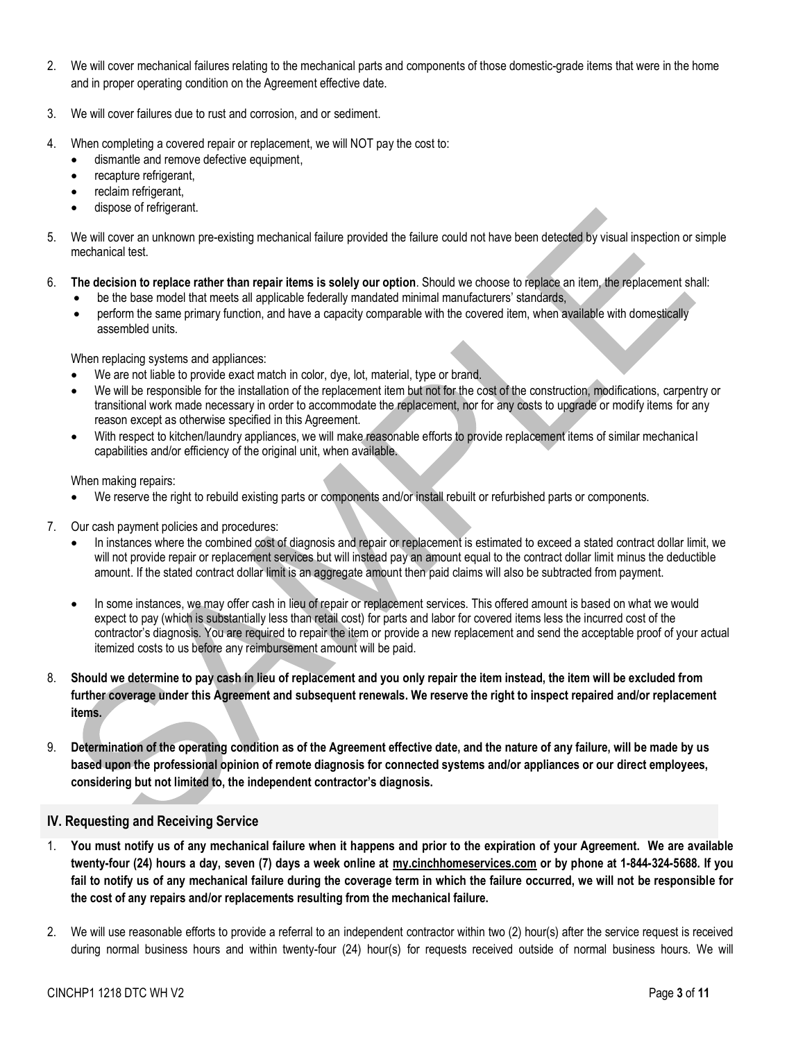2. We will cover mechanical failures relating to the mechanical parts and components of those domestic-grade items that were in the home and in proper operating condition on the Agreement effective date.

3. We will cover failures due to rust and corrosion, and or sediment.

4. When completing a covered repair or replacement, we will NOT pay the cost to:
   - dismantle and remove defective equipment,
   - recapture refrigerant,
   - reclaim refrigerant,
   - dispose of refrigerant.

5. We will cover an unknown pre-existing mechanical failure provided the failure could not have been detected by visual inspection or simple mechanical test.

6. **The decision to replace rather than repair items is solely our option**. Should we choose to replace an item, the replacement shall:
   - be the base model that meets all applicable federally mandated minimal manufacturers' standards,
   - perform the same primary function, and have a capacity comparable with the covered item, when available with domestically assembled units.

   When replacing systems and appliances:
   - We are not liable to provide exact match in color, dye, lot, material, type or brand.
   - We will be responsible for the installation of the replacement item but not for the cost of the construction, modifications, carpentry or transitional work made necessary in order to accommodate the replacement, nor for any costs to upgrade or modify items for any reason except as otherwise specified in this Agreement.
   - With respect to kitchen/laundry appliances, we will make reasonable efforts to provide replacement items of similar mechanical capabilities and/or efficiency of the original unit, when available.

   When making repairs:
   - We reserve the right to rebuild existing parts or components and/or install rebuilt or refurbished parts or components.

7. Our cash payment policies and procedures:
   - In instances where the combined cost of diagnosis and repair or replacement is estimated to exceed a stated contract dollar limit, we will not provide repair or replacement services but will instead pay an amount equal to the contract dollar limit minus the deductible amount. If the stated contract dollar limit is an aggregate amount then paid claims will also be subtracted from payment.
   - In some instances, we may offer cash in lieu of repair or replacement services. This offered amount is based on what we would expect to pay (which is substantially less than retail cost) for parts and labor for covered items less the incurred cost of the contractor's diagnosis. You are required to repair the item or provide a new replacement and send the acceptable proof of your actual itemized costs to us before any reimbursement amount will be paid.

8. **Should we determine to pay cash in lieu of replacement and you only repair the item instead, the item will be excluded from further coverage under this Agreement and subsequent renewals. We reserve the right to inspect repaired and/or replacement items.**

9. **Determination of the operating condition as of the Agreement effective date, and the nature of any failure, will be made by us based upon the professional opinion of remote diagnosis for connected systems and/or appliances or our direct employees, considering but not limited to, the independent contractor's diagnosis.**

## IV. Requesting and Receiving Service

1. **You must notify us of any mechanical failure when it happens and prior to the expiration of your Agreement. We are available twenty-four (24) hours a day, seven (7) days a week online at my.cinchhomeservices.com or by phone at 1-844-324-5688. If you fail to notify us of any mechanical failure during the coverage term in which the failure occurred, we will not be responsible for the cost of any repairs and/or replacements resulting from the mechanical failure.**

2. We will use reasonable efforts to provide a referral to an independent contractor within two (2) hour(s) after the service request is received during normal business hours and within twenty-four (24) hour(s) for requests received outside of normal business hours. We will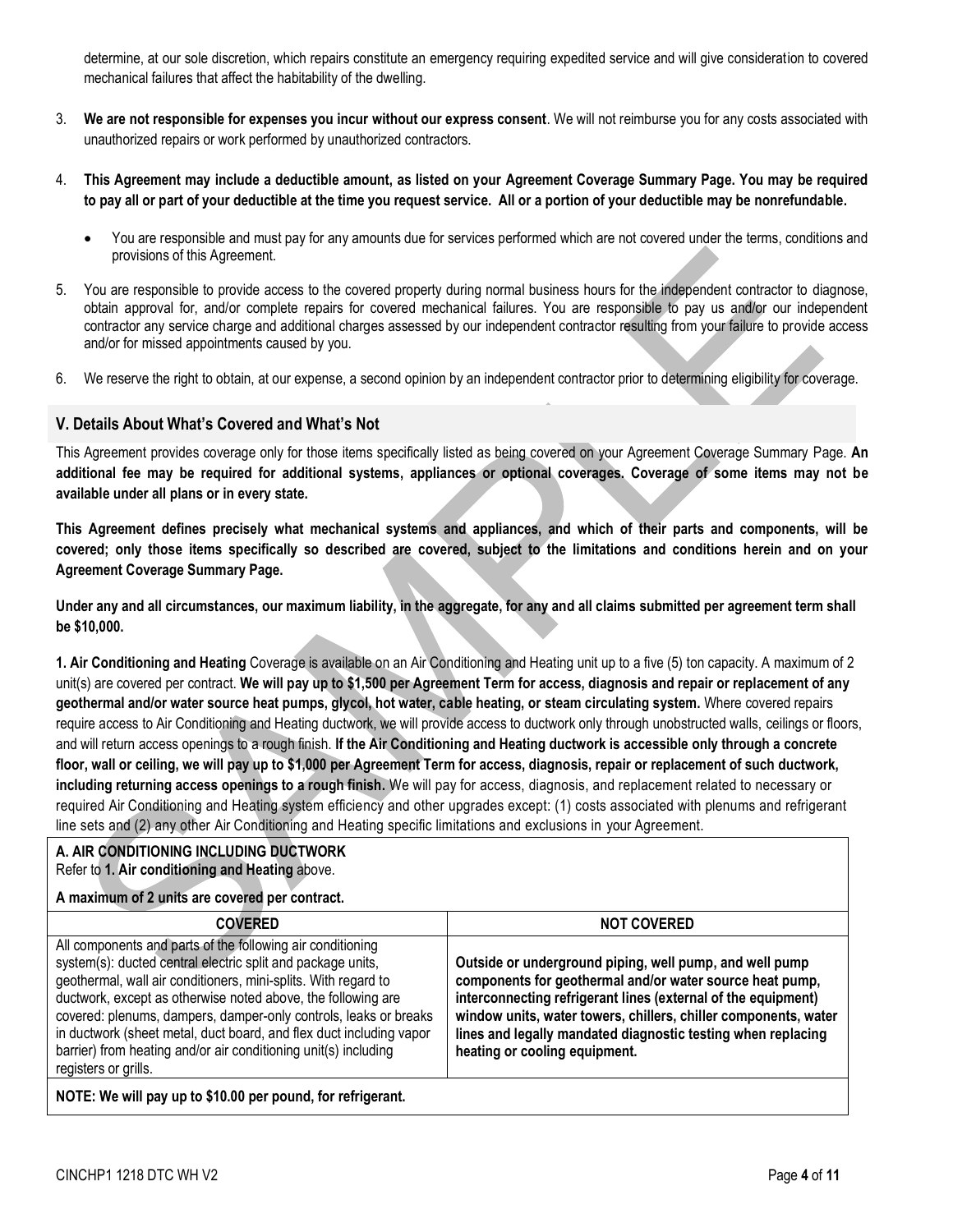determine, at our sole discretion, which repairs constitute an emergency requiring expedited service and will give consideration to covered mechanical failures that affect the habitability of the dwelling.

3. **We are not responsible for expenses you incur without our express consent**. We will not reimburse you for any costs associated with unauthorized repairs or work performed by unauthorized contractors.

4. **This Agreement may include a deductible amount, as listed on your Agreement Coverage Summary Page. You may be required to pay all or part of your deductible at the time you request service. All or a portion of your deductible may be nonrefundable.**

   - You are responsible and must pay for any amounts due for services performed which are not covered under the terms, conditions and provisions of this Agreement.

5. You are responsible to provide access to the covered property during normal business hours for the independent contractor to diagnose, obtain approval for, and/or complete repairs for covered mechanical failures. You are responsible to pay us and/or our independent contractor any service charge and additional charges assessed by our independent contractor resulting from your failure to provide access and/or for missed appointments caused by you.

6. We reserve the right to obtain, at our expense, a second opinion by an independent contractor prior to determining eligibility for coverage.

## V. Details About What's Covered and What's Not

This Agreement provides coverage only for those items specifically listed as being covered on your Agreement Coverage Summary Page. **An additional fee may be required for additional systems, appliances or optional coverages. Coverage of some items may not be available under all plans or in every state.**

**This Agreement defines precisely what mechanical systems and appliances, and which of their parts and components, will be covered; only those items specifically so described are covered, subject to the limitations and conditions herein and on your Agreement Coverage Summary Page.**

**Under any and all circumstances, our maximum liability, in the aggregate, for any and all claims submitted per agreement term shall be $10,000.**

**1. Air Conditioning and Heating** Coverage is available on an Air Conditioning and Heating unit up to a five (5) ton capacity. A maximum of 2 unit(s) are covered per contract. **We will pay up to $1,500 per Agreement Term for access, diagnosis and repair or replacement of any geothermal and/or water source heat pumps, glycol, hot water, cable heating, or steam circulating system.** Where covered repairs require access to Air Conditioning and Heating ductwork, we will provide access to ductwork only through unobstructed walls, ceilings or floors, and will return access openings to a rough finish. **If the Air Conditioning and Heating ductwork is accessible only through a concrete floor, wall or ceiling, we will pay up to $1,000 per Agreement Term for access, diagnosis, repair or replacement of such ductwork, including returning access openings to a rough finish.** We will pay for access, diagnosis, and replacement related to necessary or required Air Conditioning and Heating system efficiency and other upgrades except: (1) costs associated with plenums and refrigerant line sets and (2) any other Air Conditioning and Heating specific limitations and exclusions in your Agreement.

**A. AIR CONDITIONING INCLUDING DUCTWORK**
Refer to **1. Air conditioning and Heating** above.

**A maximum of 2 units are covered per contract.**

| COVERED | NOT COVERED |
|---|---|
| All components and parts of the following air conditioning system(s): ducted central electric split and package units, geothermal, wall air conditioners, mini-splits. With regard to ductwork, except as otherwise noted above, the following are covered: plenums, dampers, damper-only controls, leaks or breaks in ductwork (sheet metal, duct board, and flex duct including vapor barrier) from heating and/or air conditioning unit(s) including registers or grills. | **Outside or underground piping, well pump, and well pump components for geothermal and/or water source heat pump, interconnecting refrigerant lines (external of the equipment) window units, water towers, chillers, chiller components, water lines and legally mandated diagnostic testing when replacing heating or cooling equipment.** |

**NOTE: We will pay up to $10.00 per pound, for refrigerant.**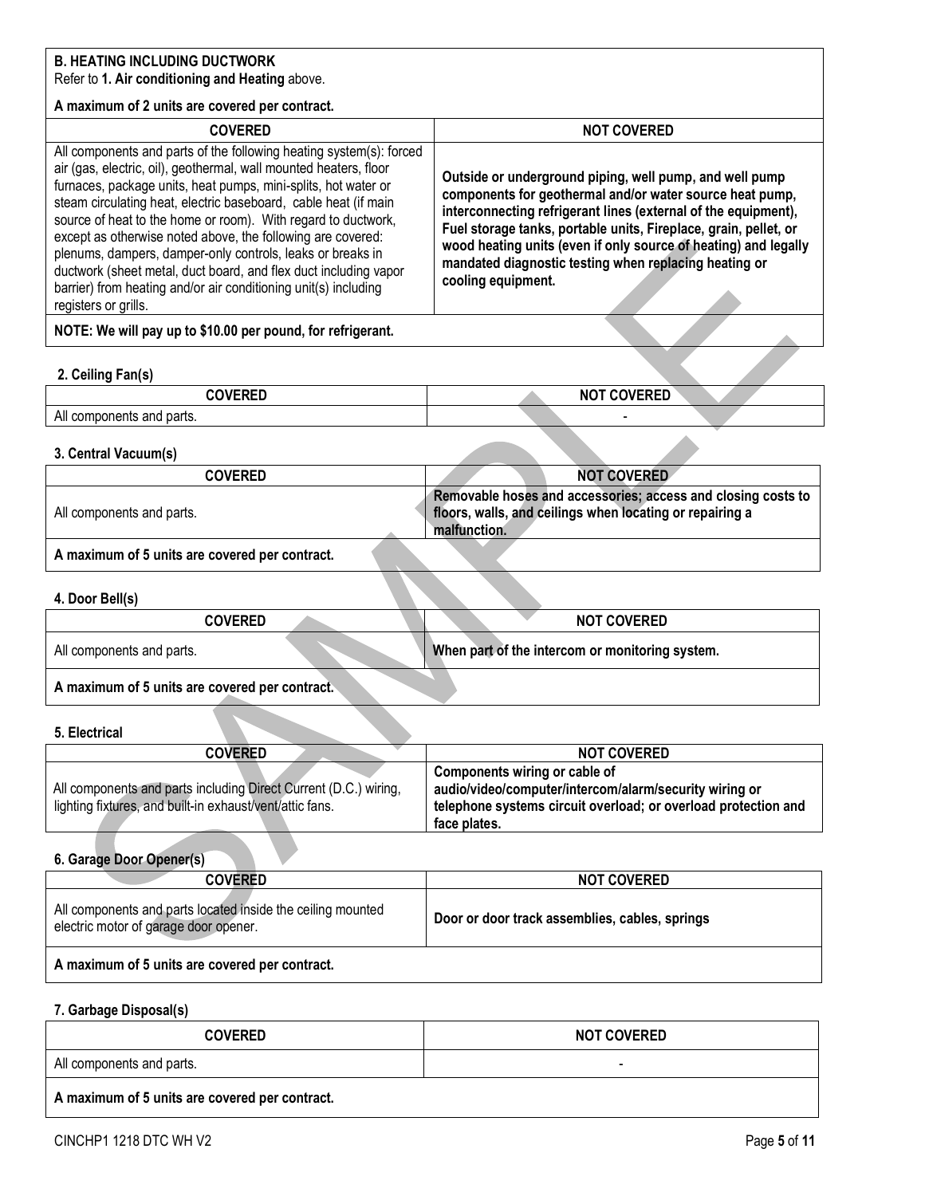**B. HEATING INCLUDING DUCTWORK**
Refer to **1. Air conditioning and Heating** above.

**A maximum of 2 units are covered per contract.**

| COVERED | NOT COVERED |
| --- | --- |
| All components and parts of the following heating system(s): forced air (gas, electric, oil), geothermal, wall mounted heaters, floor furnaces, package units, heat pumps, mini-splits, hot water or steam circulating heat, electric baseboard, cable heat (if main source of heat to the home or room). With regard to ductwork, except as otherwise noted above, the following are covered: plenums, dampers, damper-only controls, leaks or breaks in ductwork (sheet metal, duct board, and flex duct including vapor barrier) from heating and/or air conditioning unit(s) including registers or grills. | **Outside or underground piping, well pump, and well pump components for geothermal and/or water source heat pump, interconnecting refrigerant lines (external of the equipment), Fuel storage tanks, portable units, Fireplace, grain, pellet, or wood heating units (even if only source of heating) and legally mandated diagnostic testing when replacing heating or cooling equipment.** |

**NOTE: We will pay up to $10.00 per pound, for refrigerant.**

### 2. Ceiling Fan(s)

| COVERED | NOT COVERED |
| --- | --- |
| All components and parts. | - |

### 3. Central Vacuum(s)

| COVERED | NOT COVERED |
| --- | --- |
| All components and parts. | **Removable hoses and accessories; access and closing costs to floors, walls, and ceilings when locating or repairing a malfunction.** |

**A maximum of 5 units are covered per contract.**

### 4. Door Bell(s)

| COVERED | NOT COVERED |
| --- | --- |
| All components and parts. | **When part of the intercom or monitoring system.** |

**A maximum of 5 units are covered per contract.**

### 5. Electrical

| COVERED | NOT COVERED |
| --- | --- |
| All components and parts including Direct Current (D.C.) wiring, lighting fixtures, and built-in exhaust/vent/attic fans. | **Components wiring or cable of audio/video/computer/intercom/alarm/security wiring or telephone systems circuit overload; or overload protection and face plates.** |

### 6. Garage Door Opener(s)

| COVERED | NOT COVERED |
| --- | --- |
| All components and parts located inside the ceiling mounted electric motor of garage door opener. | **Door or door track assemblies, cables, springs** |

**A maximum of 5 units are covered per contract.**

### 7. Garbage Disposal(s)

| COVERED | NOT COVERED |
| --- | --- |
| All components and parts. | - |

**A maximum of 5 units are covered per contract.**

CINCHP1 1218 DTC WH V2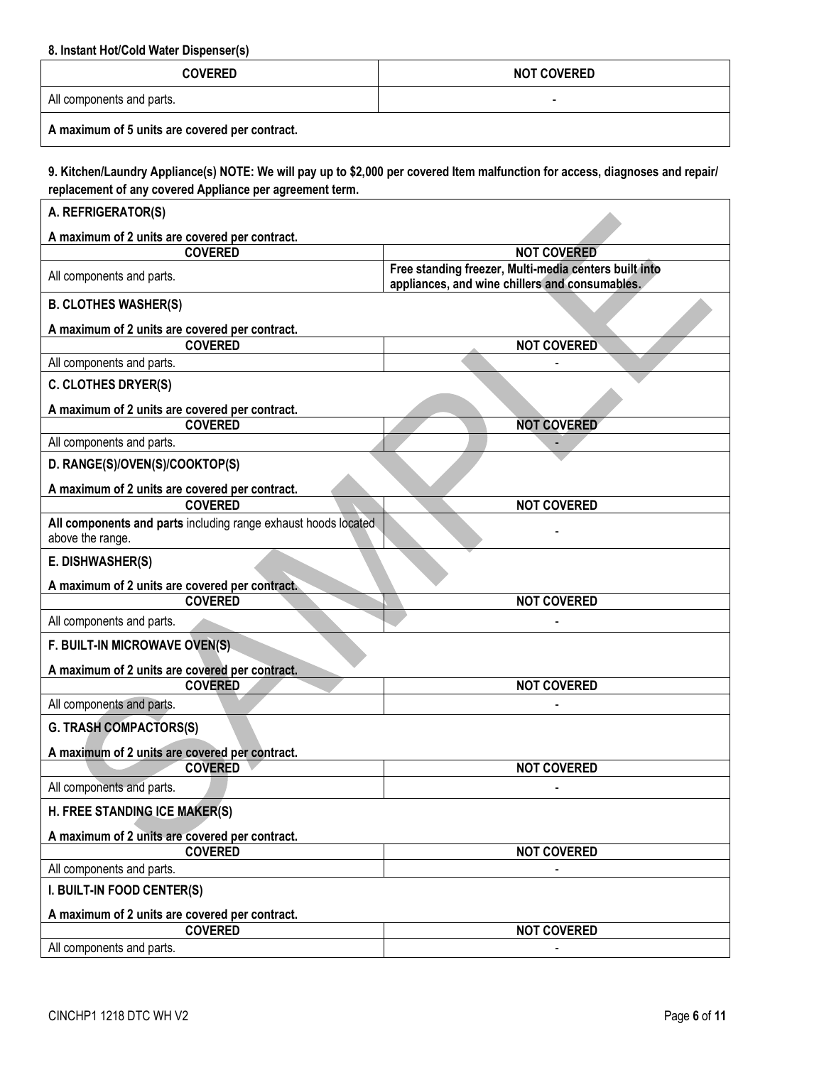**8. Instant Hot/Cold Water Dispenser(s)**

| COVERED | NOT COVERED |
| --- | --- |
| All components and parts. | - |
| **A maximum of 5 units are covered per contract.** | |

**9. Kitchen/Laundry Appliance(s) NOTE: We will pay up to $2,000 per covered Item malfunction for access, diagnoses and repair/ replacement of any covered Appliance per agreement term.**

**A. REFRIGERATOR(S)**

**A maximum of 2 units are covered per contract.**

| COVERED | NOT COVERED |
| --- | --- |
| All components and parts. | **Free standing freezer, Multi-media centers built into appliances, and wine chillers and consumables.** |

**B. CLOTHES WASHER(S)**

**A maximum of 2 units are covered per contract.**

| COVERED | NOT COVERED |
| --- | --- |
| All components and parts. | - |

**C. CLOTHES DRYER(S)**

**A maximum of 2 units are covered per contract.**

| COVERED | NOT COVERED |
| --- | --- |
| All components and parts. | - |

**D. RANGE(S)/OVEN(S)/COOKTOP(S)**

**A maximum of 2 units are covered per contract.**

| COVERED | NOT COVERED |
| --- | --- |
| **All components and parts** including range exhaust hoods located above the range. | - |

**E. DISHWASHER(S)**

**A maximum of 2 units are covered per contract.**

| COVERED | NOT COVERED |
| --- | --- |
| All components and parts. | - |

**F. BUILT-IN MICROWAVE OVEN(S)**

**A maximum of 2 units are covered per contract.**

| COVERED | NOT COVERED |
| --- | --- |
| All components and parts. | - |

**G. TRASH COMPACTORS(S)**

**A maximum of 2 units are covered per contract.**

| COVERED | NOT COVERED |
| --- | --- |
| All components and parts. | - |

**H. FREE STANDING ICE MAKER(S)**

**A maximum of 2 units are covered per contract.**

| COVERED | NOT COVERED |
| --- | --- |
| All components and parts. | - |

**I. BUILT-IN FOOD CENTER(S)**

**A maximum of 2 units are covered per contract.**

| COVERED | NOT COVERED |
| --- | --- |
| All components and parts. | - |

CINCHP1 1218 DTC WH V2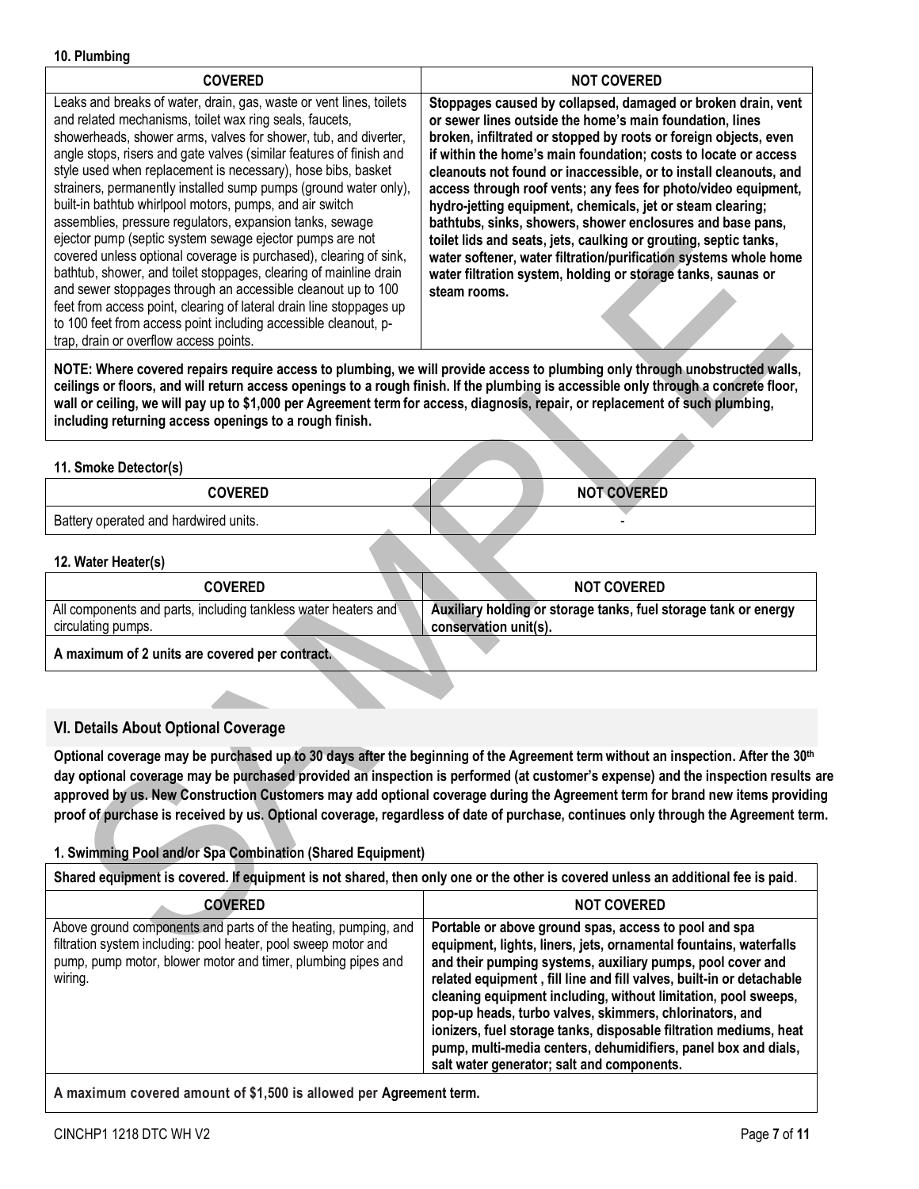#### 10. Plumbing

| COVERED | NOT COVERED |
|---|---|
| Leaks and breaks of water, drain, gas, waste or vent lines, toilets and related mechanisms, toilet wax ring seals, faucets, showerheads, shower arms, valves for shower, tub, and diverter, angle stops, risers and gate valves (similar features of finish and style used when replacement is necessary), hose bibs, basket strainers, permanently installed sump pumps (ground water only), built-in bathtub whirlpool motors, pumps, and air switch assemblies, pressure regulators, expansion tanks, sewage ejector pump (septic system sewage ejector pumps are not covered unless optional coverage is purchased), clearing of sink, bathtub, shower, and toilet stoppages, clearing of mainline drain and sewer stoppages through an accessible cleanout up to 100 feet from access point, clearing of lateral drain line stoppages up to 100 feet from access point including accessible cleanout, p-trap, drain or overflow access points. | **Stoppages caused by collapsed, damaged or broken drain, vent or sewer lines outside the home's main foundation, lines broken, infiltrated or stopped by roots or foreign objects, even if within the home's main foundation; costs to locate or access cleanouts not found or inaccessible, or to install cleanouts, and access through roof vents; any fees for photo/video equipment, hydro-jetting equipment, chemicals, jet or steam clearing; bathtubs, sinks, showers, shower enclosures and base pans, toilet lids and seats, jets, caulking or grouting, septic tanks, water softener, water filtration/purification systems whole home water filtration system, holding or storage tanks, saunas or steam rooms.** |

**NOTE: Where covered repairs require access to plumbing, we will provide access to plumbing only through unobstructed walls, ceilings or floors, and will return access openings to a rough finish. If the plumbing is accessible only through a concrete floor, wall or ceiling, we will pay up to $1,000 per Agreement term for access, diagnosis, repair, or replacement of such plumbing, including returning access openings to a rough finish.**

#### 11. Smoke Detector(s)

| COVERED | NOT COVERED |
|---|---|
| Battery operated and hardwired units. | - |

#### 12. Water Heater(s)

| COVERED | NOT COVERED |
|---|---|
| All components and parts, including tankless water heaters and circulating pumps. | **Auxiliary holding or storage tanks, fuel storage tank or energy conservation unit(s).** |

**A maximum of 2 units are covered per contract.**

## VI. Details About Optional Coverage

**Optional coverage may be purchased up to 30 days after the beginning of the Agreement term without an inspection. After the 30th day optional coverage may be purchased provided an inspection is performed (at customer's expense) and the inspection results are approved by us. New Construction Customers may add optional coverage during the Agreement term for brand new items providing proof of purchase is received by us. Optional coverage, regardless of date of purchase, continues only through the Agreement term.**

#### 1. Swimming Pool and/or Spa Combination (Shared Equipment)

**Shared equipment is covered. If equipment is not shared, then only one or the other is covered unless an additional fee is paid.**

| COVERED | NOT COVERED |
|---|---|
| Above ground components and parts of the heating, pumping, and filtration system including: pool heater, pool sweep motor and pump, pump motor, blower motor and timer, plumbing pipes and wiring. | **Portable or above ground spas, access to pool and spa equipment, lights, liners, jets, ornamental fountains, waterfalls and their pumping systems, auxiliary pumps, pool cover and related equipment , fill line and fill valves, built-in or detachable cleaning equipment including, without limitation, pool sweeps, pop-up heads, turbo valves, skimmers, chlorinators, and ionizers, fuel storage tanks, disposable filtration mediums, heat pump, multi-media centers, dehumidifiers, panel box and dials, salt water generator; salt and components.** |

**A maximum covered amount of $1,500 is allowed per Agreement term.**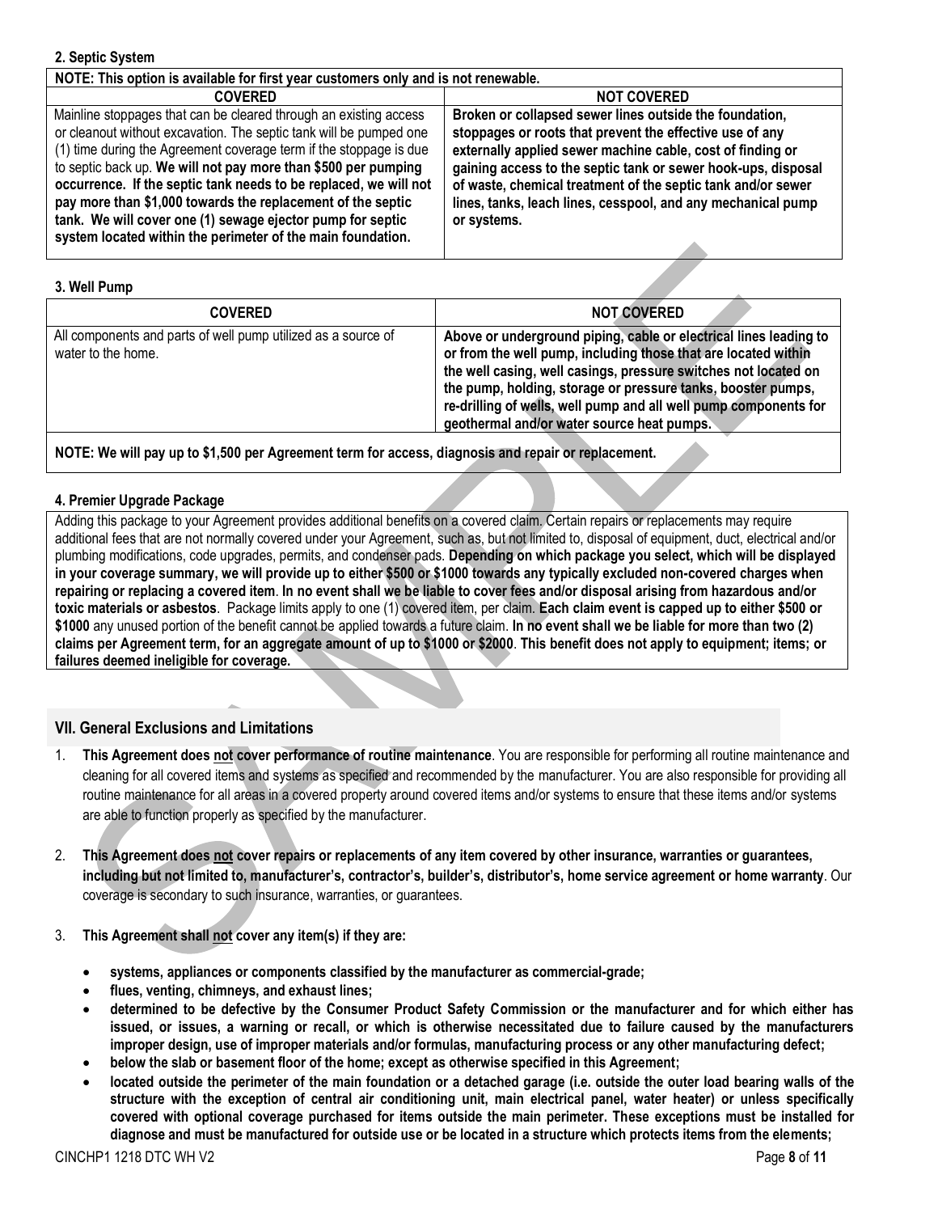**2. Septic System**

| NOTE: This option is available for first year customers only and is not renewable. | |
|---|---|
| **COVERED** | **NOT COVERED** |
| Mainline stoppages that can be cleared through an existing access or cleanout without excavation. The septic tank will be pumped one (1) time during the Agreement coverage term if the stoppage is due to septic back up. **We will not pay more than $500 per pumping occurrence. If the septic tank needs to be replaced, we will not pay more than $1,000 towards the replacement of the septic tank. We will cover one (1) sewage ejector pump for septic system located within the perimeter of the main foundation.** | **Broken or collapsed sewer lines outside the foundation, stoppages or roots that prevent the effective use of any externally applied sewer machine cable, cost of finding or gaining access to the septic tank or sewer hook-ups, disposal of waste, chemical treatment of the septic tank and/or sewer lines, tanks, leach lines, cesspool, and any mechanical pump or systems.** |

**3. Well Pump**

| COVERED | NOT COVERED |
|---|---|
| All components and parts of well pump utilized as a source of water to the home. | **Above or underground piping, cable or electrical lines leading to or from the well pump, including those that are located within the well casing, well casings, pressure switches not located on the pump, holding, storage or pressure tanks, booster pumps, re-drilling of wells, well pump and all well pump components for geothermal and/or water source heat pumps.** |
| **NOTE: We will pay up to $1,500 per Agreement term for access, diagnosis and repair or replacement.** | |

**4. Premier Upgrade Package**

Adding this package to your Agreement provides additional benefits on a covered claim. Certain repairs or replacements may require additional fees that are not normally covered under your Agreement, such as, but not limited to, disposal of equipment, duct, electrical and/or plumbing modifications, code upgrades, permits, and condenser pads. **Depending on which package you select, which will be displayed in your coverage summary, we will provide up to either $500 or $1000 towards any typically excluded non-covered charges when repairing or replacing a covered item**. **In no event shall we be liable to cover fees and/or disposal arising from hazardous and/or toxic materials or asbestos**. Package limits apply to one (1) covered item, per claim. **Each claim event is capped up to either $500 or $1000** any unused portion of the benefit cannot be applied towards a future claim. **In no event shall we be liable for more than two (2) claims per Agreement term, for an aggregate amount of up to $1000 or $2000**. **This benefit does not apply to equipment; items; or failures deemed ineligible for coverage.**

## VII. General Exclusions and Limitations

1. **This Agreement does not cover performance of routine maintenance**. You are responsible for performing all routine maintenance and cleaning for all covered items and systems as specified and recommended by the manufacturer. You are also responsible for providing all routine maintenance for all areas in a covered property around covered items and/or systems to ensure that these items and/or systems are able to function properly as specified by the manufacturer.

2. **This Agreement does not cover repairs or replacements of any item covered by other insurance, warranties or guarantees, including but not limited to, manufacturer's, contractor's, builder's, distributor's, home service agreement or home warranty**. Our coverage is secondary to such insurance, warranties, or guarantees.

3. **This Agreement shall not cover any item(s) if they are:**

   - **systems, appliances or components classified by the manufacturer as commercial-grade;**
   - **flues, venting, chimneys, and exhaust lines;**
   - **determined to be defective by the Consumer Product Safety Commission or the manufacturer and for which either has issued, or issues, a warning or recall, or which is otherwise necessitated due to failure caused by the manufacturers improper design, use of improper materials and/or formulas, manufacturing process or any other manufacturing defect;**
   - **below the slab or basement floor of the home; except as otherwise specified in this Agreement;**
   - **located outside the perimeter of the main foundation or a detached garage (i.e. outside the outer load bearing walls of the structure with the exception of central air conditioning unit, main electrical panel, water heater) or unless specifically covered with optional coverage purchased for items outside the main perimeter. These exceptions must be installed for diagnose and must be manufactured for outside use or be located in a structure which protects items from the elements;**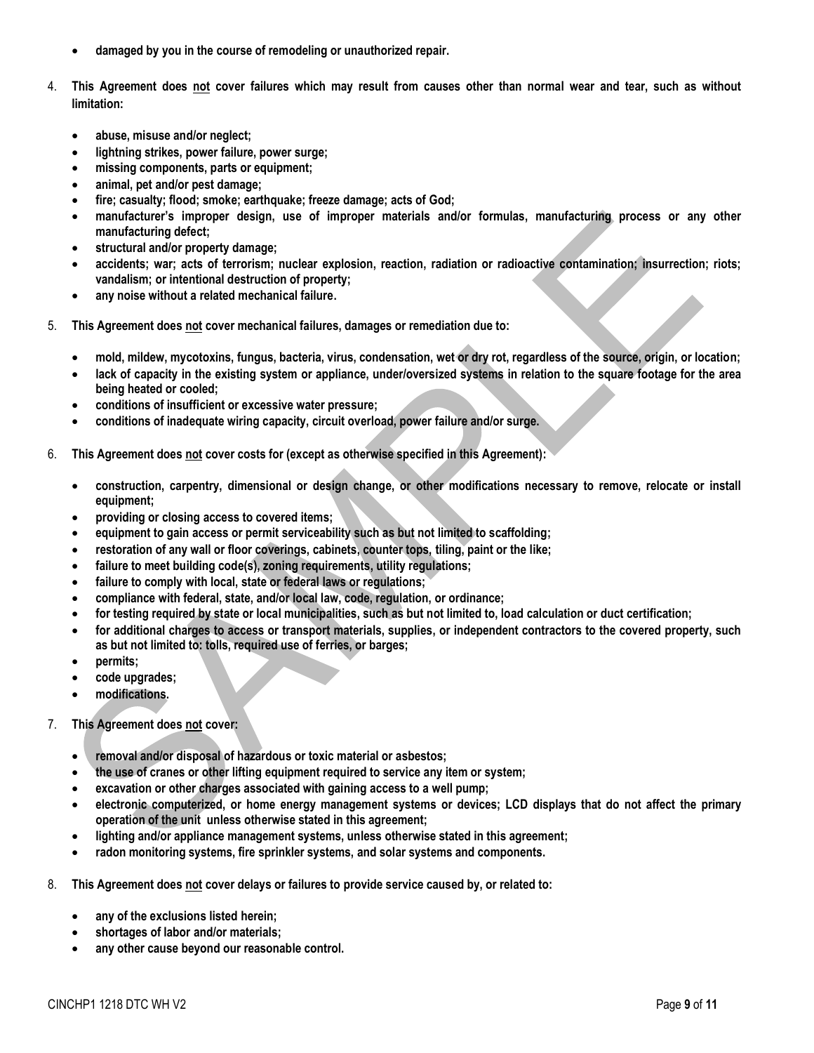- **damaged by you in the course of remodeling or unauthorized repair.**

4. **This Agreement does not cover failures which may result from causes other than normal wear and tear, such as without limitation:**

   - **abuse, misuse and/or neglect;**
   - **lightning strikes, power failure, power surge;**
   - **missing components, parts or equipment;**
   - **animal, pet and/or pest damage;**
   - **fire; casualty; flood; smoke; earthquake; freeze damage; acts of God;**
   - **manufacturer's improper design, use of improper materials and/or formulas, manufacturing process or any other manufacturing defect;**
   - **structural and/or property damage;**
   - **accidents; war; acts of terrorism; nuclear explosion, reaction, radiation or radioactive contamination; insurrection; riots; vandalism; or intentional destruction of property;**
   - **any noise without a related mechanical failure.**

5. **This Agreement does not cover mechanical failures, damages or remediation due to:**

   - **mold, mildew, mycotoxins, fungus, bacteria, virus, condensation, wet or dry rot, regardless of the source, origin, or location;**
   - **lack of capacity in the existing system or appliance, under/oversized systems in relation to the square footage for the area being heated or cooled;**
   - **conditions of insufficient or excessive water pressure;**
   - **conditions of inadequate wiring capacity, circuit overload, power failure and/or surge.**

6. **This Agreement does not cover costs for (except as otherwise specified in this Agreement):**

   - **construction, carpentry, dimensional or design change, or other modifications necessary to remove, relocate or install equipment;**
   - **providing or closing access to covered items;**
   - **equipment to gain access or permit serviceability such as but not limited to scaffolding;**
   - **restoration of any wall or floor coverings, cabinets, counter tops, tiling, paint or the like;**
   - **failure to meet building code(s), zoning requirements, utility regulations;**
   - **failure to comply with local, state or federal laws or regulations;**
   - **compliance with federal, state, and/or local law, code, regulation, or ordinance;**
   - **for testing required by state or local municipalities, such as but not limited to, load calculation or duct certification;**
   - **for additional charges to access or transport materials, supplies, or independent contractors to the covered property, such as but not limited to: tolls, required use of ferries, or barges;**
   - **permits;**
   - **code upgrades;**
   - **modifications.**

7. **This Agreement does not cover:**

   - **removal and/or disposal of hazardous or toxic material or asbestos;**
   - **the use of cranes or other lifting equipment required to service any item or system;**
   - **excavation or other charges associated with gaining access to a well pump;**
   - **electronic computerized, or home energy management systems or devices; LCD displays that do not affect the primary operation of the unit unless otherwise stated in this agreement;**
   - **lighting and/or appliance management systems, unless otherwise stated in this agreement;**
   - **radon monitoring systems, fire sprinkler systems, and solar systems and components.**

8. **This Agreement does not cover delays or failures to provide service caused by, or related to:**

   - **any of the exclusions listed herein;**
   - **shortages of labor and/or materials;**
   - **any other cause beyond our reasonable control.**

CINCHP1 1218 DTC WH V2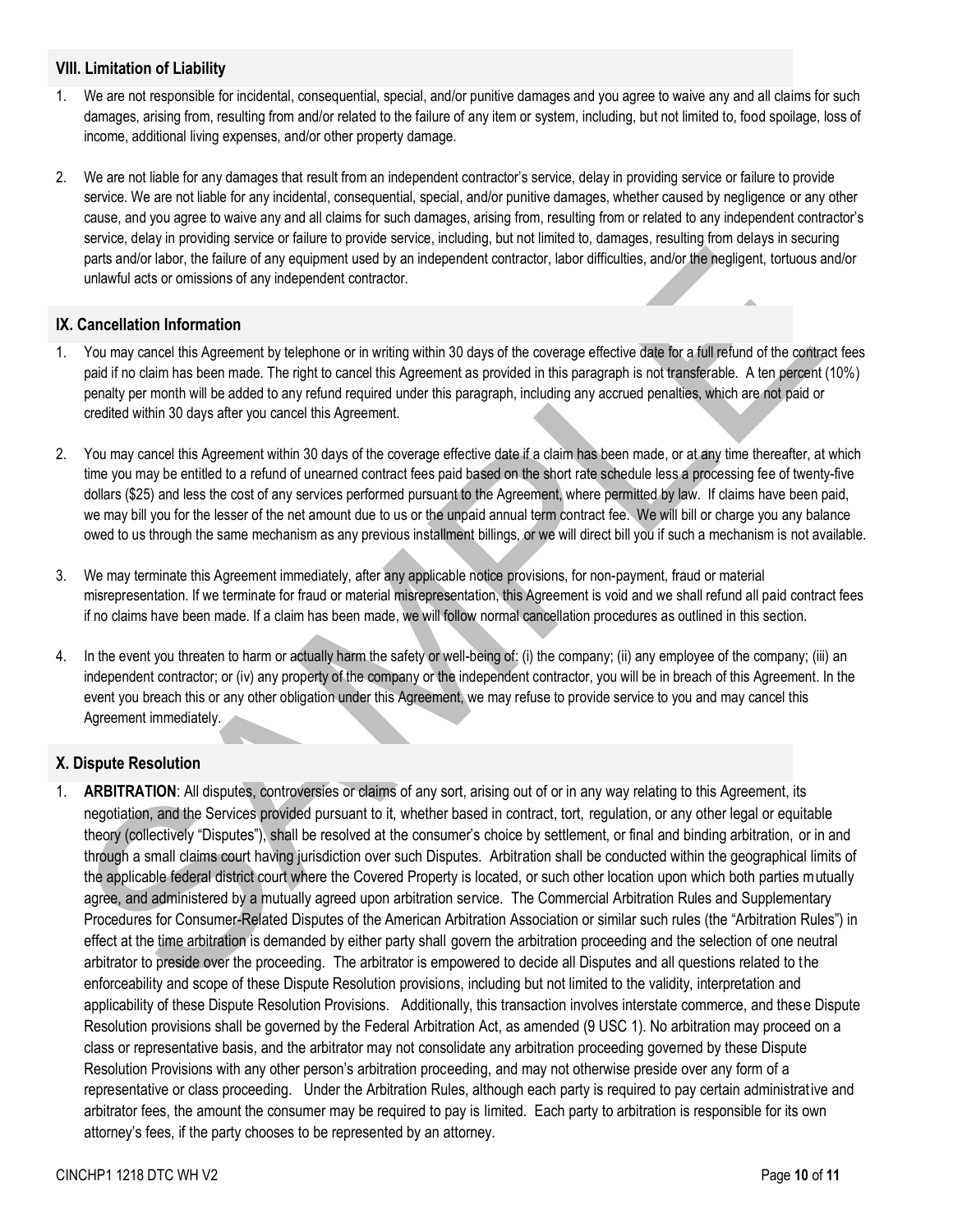## VIII. Limitation of Liability

1. We are not responsible for incidental, consequential, special, and/or punitive damages and you agree to waive any and all claims for such damages, arising from, resulting from and/or related to the failure of any item or system, including, but not limited to, food spoilage, loss of income, additional living expenses, and/or other property damage.

2. We are not liable for any damages that result from an independent contractor's service, delay in providing service or failure to provide service. We are not liable for any incidental, consequential, special, and/or punitive damages, whether caused by negligence or any other cause, and you agree to waive any and all claims for such damages, arising from, resulting from or related to any independent contractor's service, delay in providing service or failure to provide service, including, but not limited to, damages, resulting from delays in securing parts and/or labor, the failure of any equipment used by an independent contractor, labor difficulties, and/or the negligent, tortuous and/or unlawful acts or omissions of any independent contractor.

## IX. Cancellation Information

1. You may cancel this Agreement by telephone or in writing within 30 days of the coverage effective date for a full refund of the contract fees paid if no claim has been made. The right to cancel this Agreement as provided in this paragraph is not transferable. A ten percent (10%) penalty per month will be added to any refund required under this paragraph, including any accrued penalties, which are not paid or credited within 30 days after you cancel this Agreement.

2. You may cancel this Agreement within 30 days of the coverage effective date if a claim has been made, or at any time thereafter, at which time you may be entitled to a refund of unearned contract fees paid based on the short rate schedule less a processing fee of twenty-five dollars ($25) and less the cost of any services performed pursuant to the Agreement, where permitted by law. If claims have been paid, we may bill you for the lesser of the net amount due to us or the unpaid annual term contract fee. We will bill or charge you any balance owed to us through the same mechanism as any previous installment billings, or we will direct bill you if such a mechanism is not available.

3. We may terminate this Agreement immediately, after any applicable notice provisions, for non-payment, fraud or material misrepresentation. If we terminate for fraud or material misrepresentation, this Agreement is void and we shall refund all paid contract fees if no claims have been made. If a claim has been made, we will follow normal cancellation procedures as outlined in this section.

4. In the event you threaten to harm or actually harm the safety or well-being of: (i) the company; (ii) any employee of the company; (iii) an independent contractor; or (iv) any property of the company or the independent contractor, you will be in breach of this Agreement. In the event you breach this or any other obligation under this Agreement, we may refuse to provide service to you and may cancel this Agreement immediately.

## X. Dispute Resolution

1. **ARBITRATION**: All disputes, controversies or claims of any sort, arising out of or in any way relating to this Agreement, its negotiation, and the Services provided pursuant to it, whether based in contract, tort, regulation, or any other legal or equitable theory (collectively "Disputes"), shall be resolved at the consumer's choice by settlement, or final and binding arbitration, or in and through a small claims court having jurisdiction over such Disputes. Arbitration shall be conducted within the geographical limits of the applicable federal district court where the Covered Property is located, or such other location upon which both parties mutually agree, and administered by a mutually agreed upon arbitration service. The Commercial Arbitration Rules and Supplementary Procedures for Consumer-Related Disputes of the American Arbitration Association or similar such rules (the "Arbitration Rules") in effect at the time arbitration is demanded by either party shall govern the arbitration proceeding and the selection of one neutral arbitrator to preside over the proceeding. The arbitrator is empowered to decide all Disputes and all questions related to the enforceability and scope of these Dispute Resolution provisions, including but not limited to the validity, interpretation and applicability of these Dispute Resolution Provisions. Additionally, this transaction involves interstate commerce, and these Dispute Resolution provisions shall be governed by the Federal Arbitration Act, as amended (9 USC 1). No arbitration may proceed on a class or representative basis, and the arbitrator may not consolidate any arbitration proceeding governed by these Dispute Resolution Provisions with any other person's arbitration proceeding, and may not otherwise preside over any form of a representative or class proceeding. Under the Arbitration Rules, although each party is required to pay certain administrative and arbitrator fees, the amount the consumer may be required to pay is limited. Each party to arbitration is responsible for its own attorney's fees, if the party chooses to be represented by an attorney.

CINCHP1 1218 DTC WH V2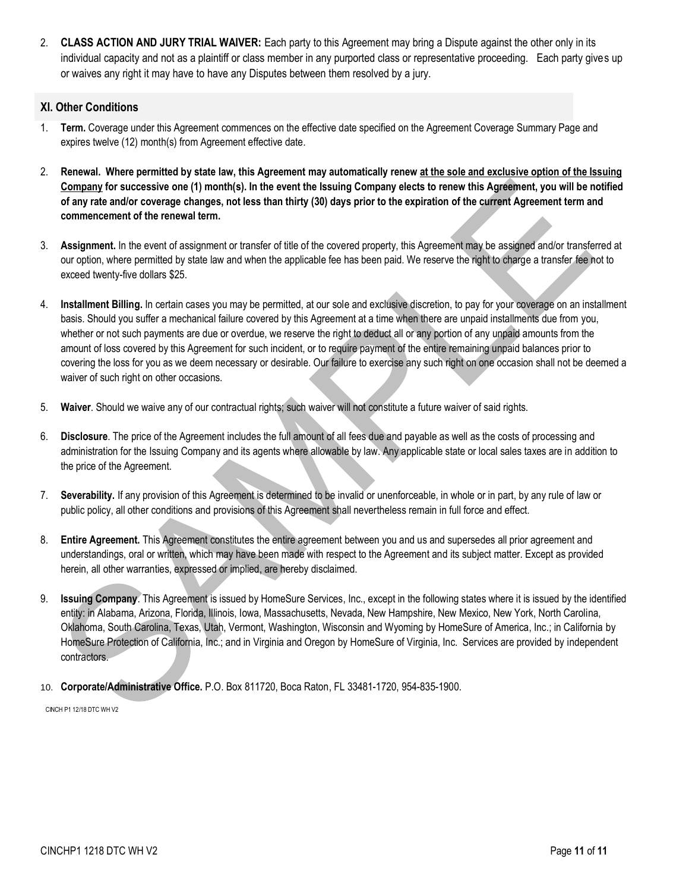2. **CLASS ACTION AND JURY TRIAL WAIVER:** Each party to this Agreement may bring a Dispute against the other only in its individual capacity and not as a plaintiff or class member in any purported class or representative proceeding. Each party gives up or waives any right it may have to have any Disputes between them resolved by a jury.

## XI. Other Conditions

1. **Term.** Coverage under this Agreement commences on the effective date specified on the Agreement Coverage Summary Page and expires twelve (12) month(s) from Agreement effective date.

2. **Renewal. Where permitted by state law, this Agreement may automatically renew <u>at the sole and exclusive option of the Issuing Company</u> for successive one (1) month(s). In the event the Issuing Company elects to renew this Agreement, you will be notified of any rate and/or coverage changes, not less than thirty (30) days prior to the expiration of the current Agreement term and commencement of the renewal term.**

3. **Assignment.** In the event of assignment or transfer of title of the covered property, this Agreement may be assigned and/or transferred at our option, where permitted by state law and when the applicable fee has been paid. We reserve the right to charge a transfer fee not to exceed twenty-five dollars $25.

4. **Installment Billing.** In certain cases you may be permitted, at our sole and exclusive discretion, to pay for your coverage on an installment basis. Should you suffer a mechanical failure covered by this Agreement at a time when there are unpaid installments due from you, whether or not such payments are due or overdue, we reserve the right to deduct all or any portion of any unpaid amounts from the amount of loss covered by this Agreement for such incident, or to require payment of the entire remaining unpaid balances prior to covering the loss for you as we deem necessary or desirable. Our failure to exercise any such right on one occasion shall not be deemed a waiver of such right on other occasions.

5. **Waiver**. Should we waive any of our contractual rights; such waiver will not constitute a future waiver of said rights.

6. **Disclosure**. The price of the Agreement includes the full amount of all fees due and payable as well as the costs of processing and administration for the Issuing Company and its agents where allowable by law. Any applicable state or local sales taxes are in addition to the price of the Agreement.

7. **Severability.** If any provision of this Agreement is determined to be invalid or unenforceable, in whole or in part, by any rule of law or public policy, all other conditions and provisions of this Agreement shall nevertheless remain in full force and effect.

8. **Entire Agreement.** This Agreement constitutes the entire agreement between you and us and supersedes all prior agreement and understandings, oral or written, which may have been made with respect to the Agreement and its subject matter. Except as provided herein, all other warranties, expressed or implied, are hereby disclaimed.

9. **Issuing Company**. This Agreement is issued by HomeSure Services, Inc., except in the following states where it is issued by the identified entity: in Alabama, Arizona, Florida, Illinois, Iowa, Massachusetts, Nevada, New Hampshire, New Mexico, New York, North Carolina, Oklahoma, South Carolina, Texas, Utah, Vermont, Washington, Wisconsin and Wyoming by HomeSure of America, Inc.; in California by HomeSure Protection of California, Inc.; and in Virginia and Oregon by HomeSure of Virginia, Inc. Services are provided by independent contractors.

10. **Corporate/Administrative Office.** P.O. Box 811720, Boca Raton, FL 33481-1720, 954-835-1900.

CINCH P1 12/18 DTC WH V2